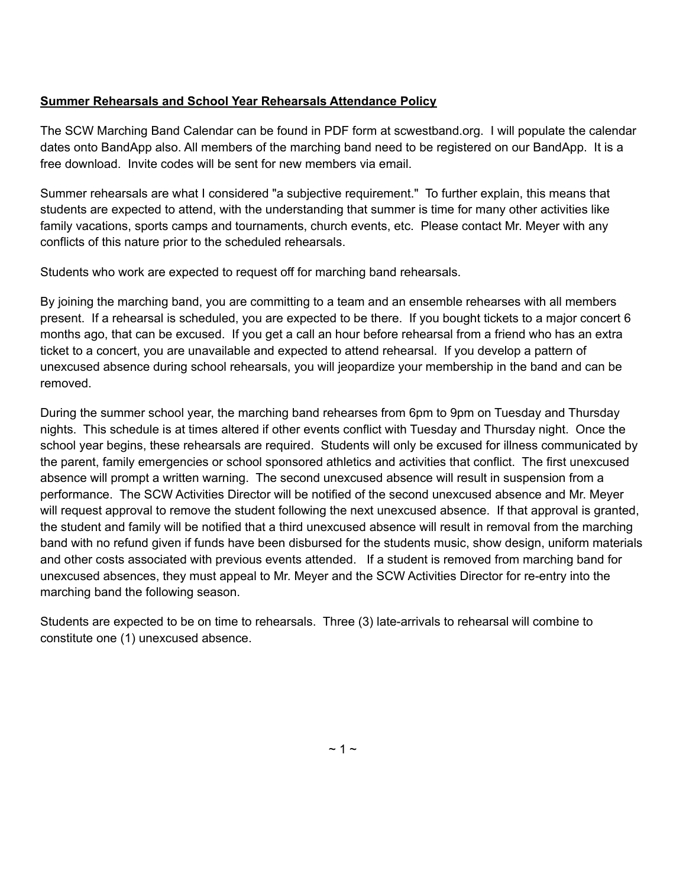**Summer Rehearsals and School Year Rehearsals Attendance Policy**

The SCW Marching Band Calendar can be found in PDF form at scwestband.org. I will populate the calendar dates onto BandApp also. All members of the marching band need to be registered on our BandApp. It is a free download. Invite codes will be sent for new members via email.

Summer rehearsals are what I considered "a subjective requirement." To further explain, this means that students are expected to attend, with the understanding that summer is time for many other activities like family vacations, sports camps and tournaments, church events, etc. Please contact Mr. Meyer with any conflicts of this nature prior to the scheduled rehearsals.

Students who work are expected to request off for marching band rehearsals.

By joining the marching band, you are committing to a team and an ensemble rehearses with all members present. If a rehearsal is scheduled, you are expected to be there. If you bought tickets to a major concert 6 months ago, that can be excused. If you get a call an hour before rehearsal from a friend who has an extra ticket to a concert, you are unavailable and expected to attend rehearsal. If you develop a pattern of unexcused absence during school rehearsals, you will jeopardize your membership in the band and can be removed.

During the summer school year, the marching band rehearses from 6pm to 9pm on Tuesday and Thursday nights. This schedule is at times altered if other events conflict with Tuesday and Thursday night. Once the school year begins, these rehearsals are required. Students will only be excused for illness communicated by the parent, family emergencies or school sponsored athletics and activities that conflict. The first unexcused absence will prompt a written warning. The second unexcused absence will result in suspension from a performance. The SCW Activities Director will be notified of the second unexcused absence and Mr. Meyer will request approval to remove the student following the next unexcused absence. If that approval is granted, the student and family will be notified that a third unexcused absence will result in removal from the marching band with no refund given if funds have been disbursed for the students music, show design, uniform materials and other costs associated with previous events attended. If a student is removed from marching band for unexcused absences, they must appeal to Mr. Meyer and the SCW Activities Director for re-entry into the marching band the following season.

Students are expected to be on time to rehearsals. Three (3) late-arrivals to rehearsal will combine to constitute one (1) unexcused absence.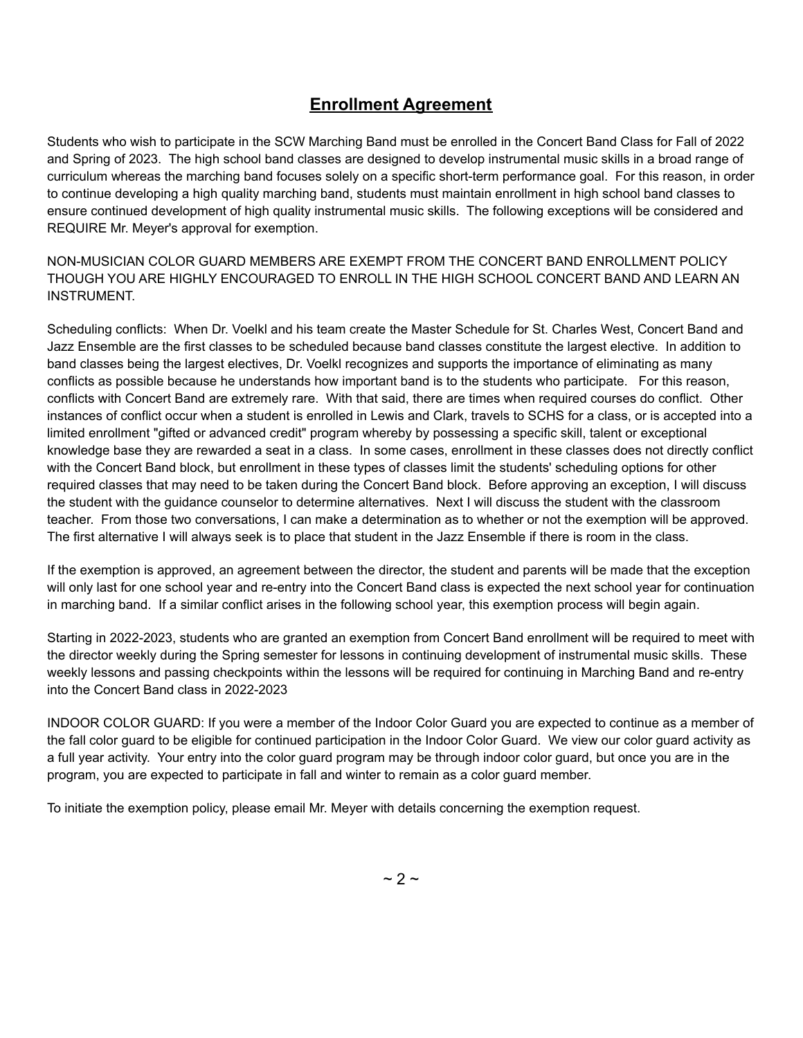## Enrollment Agreement

Students who wish to participate in the SCW Marching Band must be enrolled in the Concert Band Class for Fall of 2022 and Spring of 2023. The high school band classes are designed to develop instrumental music skills in a broad range of curriculum whereas the marching band focuses solely on a specific short-term performance goal. For this reason, in order to continue developing a high quality marching band, students must maintain enrollment in high school band classes to ensure continued development of high quality instrumental music skills. The following exceptions will be considered and REQUIRE Mr. Meyer's approval for exemption.

NON-MUSICIAN COLOR GUARD MEMBERS ARE EXEMPT FROM THE CONCERT BAND ENROLLMENT POLICY THOUGH YOU ARE HIGHLY ENCOURAGED TO ENROLL IN THE HIGH SCHOOL CONCERT BAND AND LEARN AN INSTRUMENT.

Scheduling conflicts: When Dr. Voelkl and his team create the Master Schedule for St. Charles West, Concert Band and Jazz Ensemble are the first classes to be scheduled because band classes constitute the largest elective. In addition to band classes being the largest electives, Dr. Voelkl recognizes and supports the importance of eliminating as many conflicts as possible because he understands how important band is to the students who participate. For this reason, conflicts with Concert Band are extremely rare. With that said, there are times when required courses do conflict. Other instances of conflict occur when a student is enrolled in Lewis and Clark, travels to SCHS for a class, or is accepted into a limited enrollment "gifted or advanced credit" program whereby by possessing a specific skill, talent or exceptional knowledge base they are rewarded a seat in a class. In some cases, enrollment in these classes does not directly conflict with the Concert Band block, but enrollment in these types of classes limit the students' scheduling options for other required classes that may need to be taken during the Concert Band block. Before approving an exception, I will discuss the student with the guidance counselor to determine alternatives. Next I will discuss the student with the classroom teacher. From those two conversations, I can make a determination as to whether or not the exemption will be approved. The first alternative I will always seek is to place that student in the Jazz Ensemble if there is room in the class.

If the exemption is approved, an agreement between the director, the student and parents will be made that the exception will only last for one school year and re-entry into the Concert Band class is expected the next school year for continuation in marching band. If a similar conflict arises in the following school year, this exemption process will begin again.

Starting in 2022-2023, students who are granted an exemption from Concert Band enrollment will be required to meet with the director weekly during the Spring semester for lessons in continuing development of instrumental music skills. These weekly lessons and passing checkpoints within the lessons will be required for continuing in Marching Band and re-entry into the Concert Band class in 2022-2023

INDOOR COLOR GUARD: If you were a member of the Indoor Color Guard you are expected to continue as a member of the fall color guard to be eligible for continued participation in the Indoor Color Guard. We view our color guard activity as a full year activity. Your entry into the color guard program may be through indoor color guard, but once you are in the program, you are expected to participate in fall and winter to remain as a color guard member.

To initiate the exemption policy, please email Mr. Meyer with details concerning the exemption request.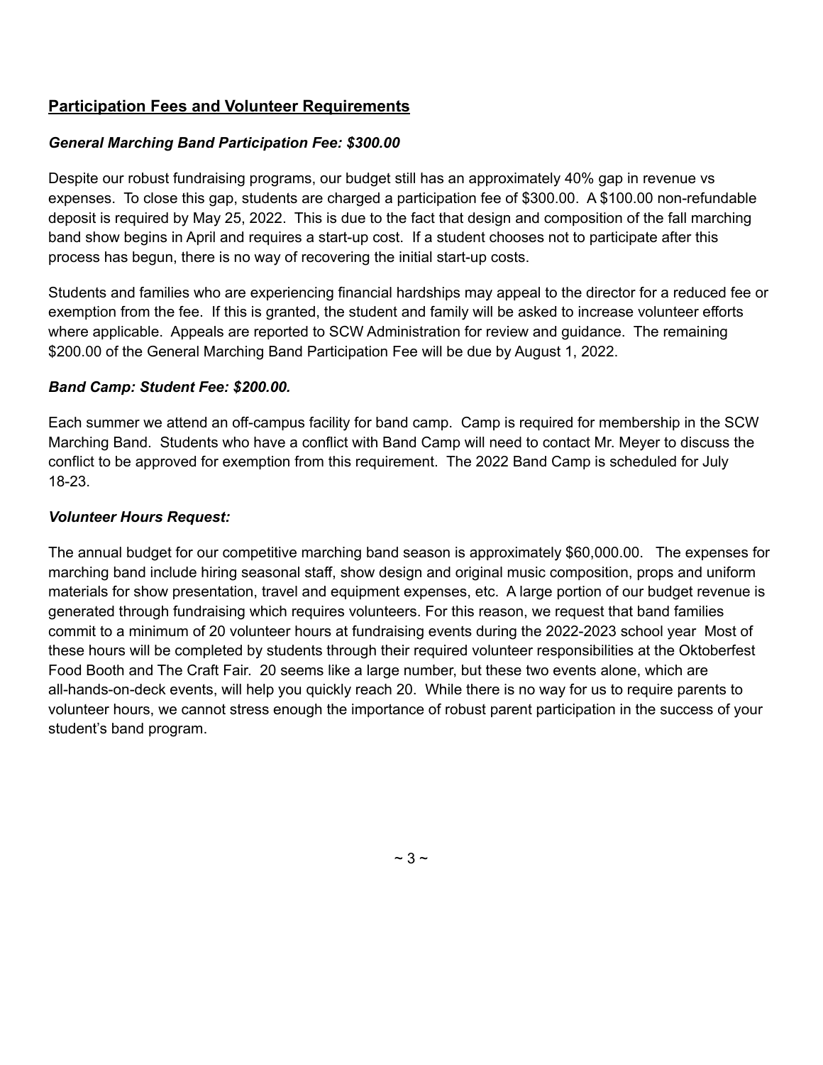## Participation Fees and Volunteer Requirements

### *General Marching Band Participation Fee: $300.00*

Despite our robust fundraising programs, our budget still has an approximately 40% gap in revenue vs expenses. To close this gap, students are charged a participation fee of $300.00. A $100.00 non-refundable deposit is required by May 25, 2022. This is due to the fact that design and composition of the fall marching band show begins in April and requires a start-up cost. If a student chooses not to participate after this process has begun, there is no way of recovering the initial start-up costs.

Students and families who are experiencing financial hardships may appeal to the director for a reduced fee or exemption from the fee. If this is granted, the student and family will be asked to increase volunteer efforts where applicable. Appeals are reported to SCW Administration for review and guidance. The remaining $200.00 of the General Marching Band Participation Fee will be due by August 1, 2022.

### *Band Camp: Student Fee: $200.00.*

Each summer we attend an off-campus facility for band camp. Camp is required for membership in the SCW Marching Band. Students who have a conflict with Band Camp will need to contact Mr. Meyer to discuss the conflict to be approved for exemption from this requirement. The 2022 Band Camp is scheduled for July 18-23.

### *Volunteer Hours Request:*

The annual budget for our competitive marching band season is approximately $60,000.00. The expenses for marching band include hiring seasonal staff, show design and original music composition, props and uniform materials for show presentation, travel and equipment expenses, etc. A large portion of our budget revenue is generated through fundraising which requires volunteers. For this reason, we request that band families commit to a minimum of 20 volunteer hours at fundraising events during the 2022-2023 school year Most of these hours will be completed by students through their required volunteer responsibilities at the Oktoberfest Food Booth and The Craft Fair. 20 seems like a large number, but these two events alone, which are all-hands-on-deck events, will help you quickly reach 20. While there is no way for us to require parents to volunteer hours, we cannot stress enough the importance of robust parent participation in the success of your student's band program.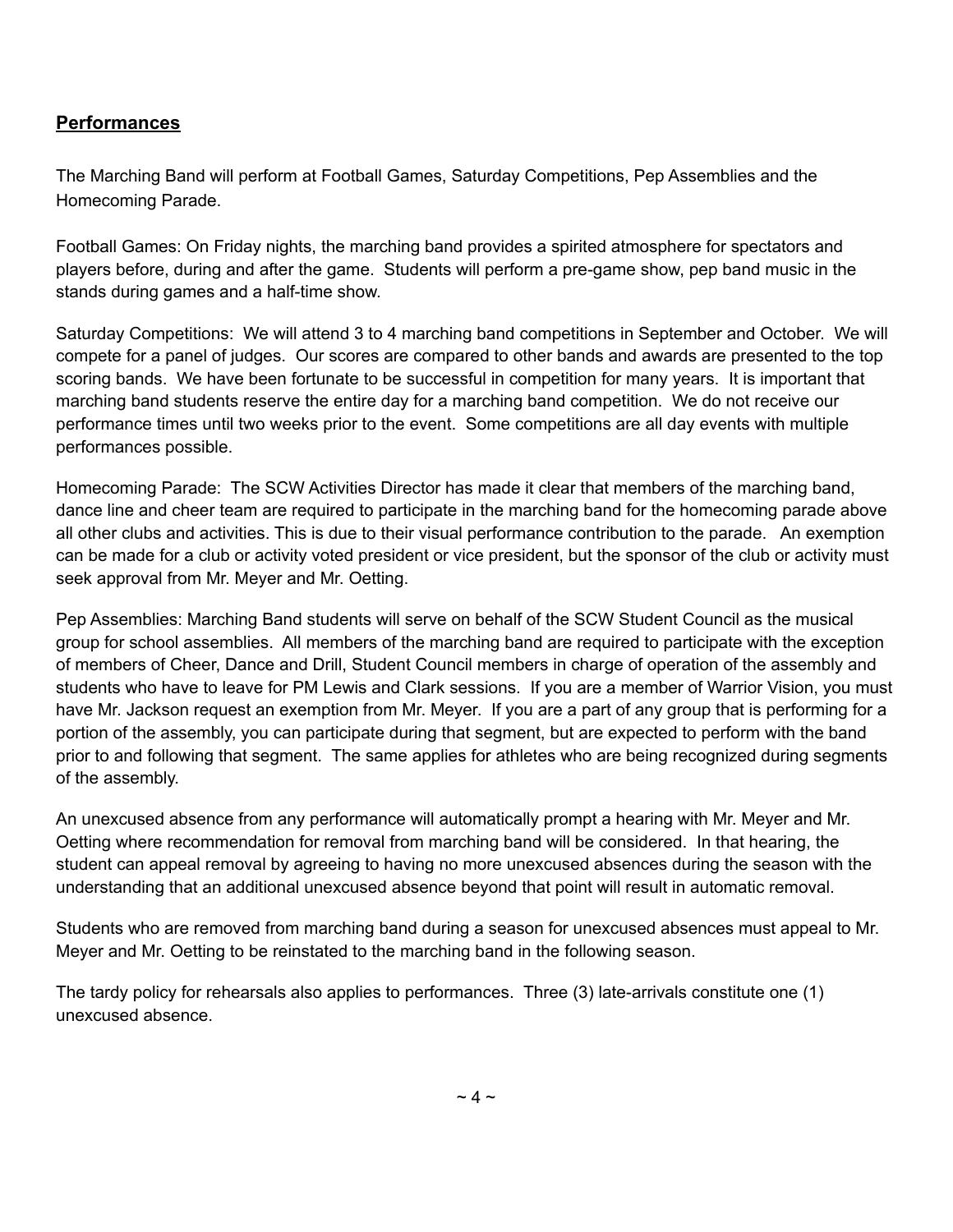## Performances

The Marching Band will perform at Football Games, Saturday Competitions, Pep Assemblies and the Homecoming Parade.

Football Games: On Friday nights, the marching band provides a spirited atmosphere for spectators and players before, during and after the game. Students will perform a pre-game show, pep band music in the stands during games and a half-time show.

Saturday Competitions: We will attend 3 to 4 marching band competitions in September and October. We will compete for a panel of judges. Our scores are compared to other bands and awards are presented to the top scoring bands. We have been fortunate to be successful in competition for many years. It is important that marching band students reserve the entire day for a marching band competition. We do not receive our performance times until two weeks prior to the event. Some competitions are all day events with multiple performances possible.

Homecoming Parade: The SCW Activities Director has made it clear that members of the marching band, dance line and cheer team are required to participate in the marching band for the homecoming parade above all other clubs and activities. This is due to their visual performance contribution to the parade. An exemption can be made for a club or activity voted president or vice president, but the sponsor of the club or activity must seek approval from Mr. Meyer and Mr. Oetting.

Pep Assemblies: Marching Band students will serve on behalf of the SCW Student Council as the musical group for school assemblies. All members of the marching band are required to participate with the exception of members of Cheer, Dance and Drill, Student Council members in charge of operation of the assembly and students who have to leave for PM Lewis and Clark sessions. If you are a member of Warrior Vision, you must have Mr. Jackson request an exemption from Mr. Meyer. If you are a part of any group that is performing for a portion of the assembly, you can participate during that segment, but are expected to perform with the band prior to and following that segment. The same applies for athletes who are being recognized during segments of the assembly.

An unexcused absence from any performance will automatically prompt a hearing with Mr. Meyer and Mr. Oetting where recommendation for removal from marching band will be considered. In that hearing, the student can appeal removal by agreeing to having no more unexcused absences during the season with the understanding that an additional unexcused absence beyond that point will result in automatic removal.

Students who are removed from marching band during a season for unexcused absences must appeal to Mr. Meyer and Mr. Oetting to be reinstated to the marching band in the following season.

The tardy policy for rehearsals also applies to performances. Three (3) late-arrivals constitute one (1) unexcused absence.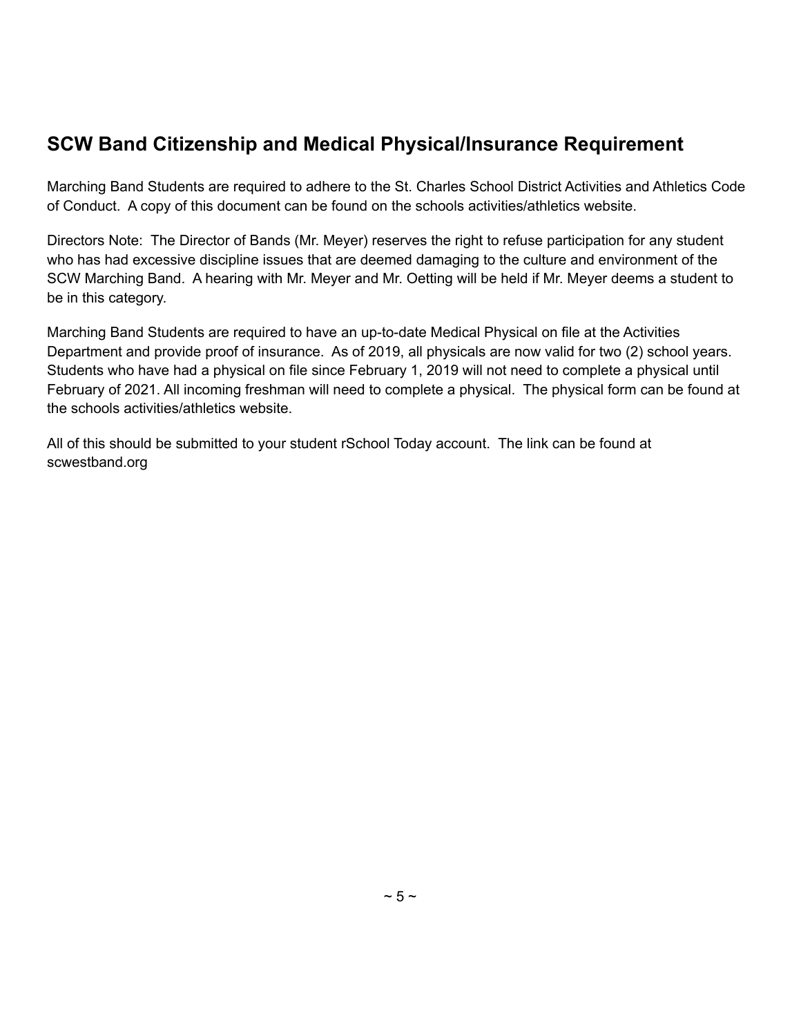## SCW Band Citizenship and Medical Physical/Insurance Requirement

Marching Band Students are required to adhere to the St. Charles School District Activities and Athletics Code of Conduct. A copy of this document can be found on the schools activities/athletics website.

Directors Note: The Director of Bands (Mr. Meyer) reserves the right to refuse participation for any student who has had excessive discipline issues that are deemed damaging to the culture and environment of the SCW Marching Band. A hearing with Mr. Meyer and Mr. Oetting will be held if Mr. Meyer deems a student to be in this category.

Marching Band Students are required to have an up-to-date Medical Physical on file at the Activities Department and provide proof of insurance. As of 2019, all physicals are now valid for two (2) school years. Students who have had a physical on file since February 1, 2019 will not need to complete a physical until February of 2021. All incoming freshman will need to complete a physical. The physical form can be found at the schools activities/athletics website.

All of this should be submitted to your student rSchool Today account. The link can be found at scwestband.org